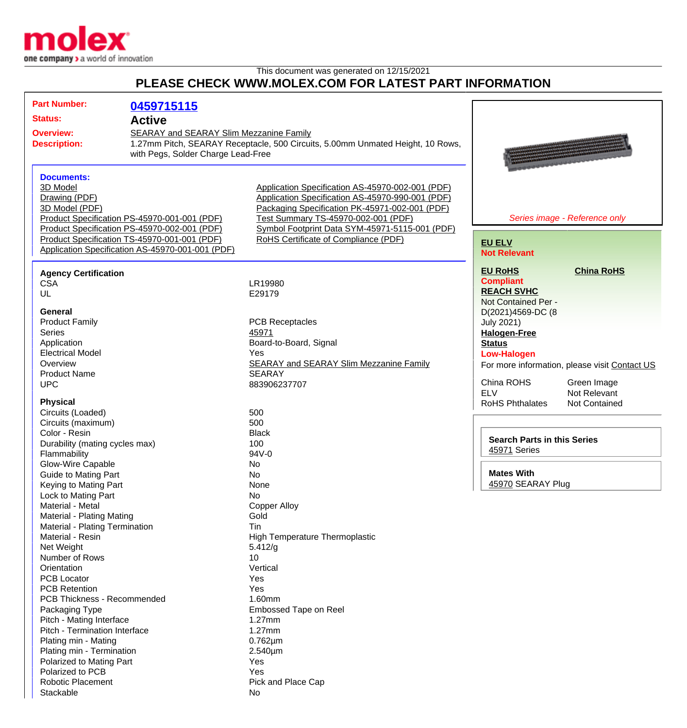molex
one company > a world of innovation

This document was generated on 12/15/2021

# PLEASE CHECK WWW.MOLEX.COM FOR LATEST PART INFORMATION

**Part Number:** 0459715115

**Status:** Active

**Overview:** SEARAY and SEARAY Slim Mezzanine Family

**Description:** 1.27mm Pitch, SEARAY Receptacle, 500 Circuits, 5.00mm Unmated Height, 10 Rows, with Pegs, Solder Charge Lead-Free

**Documents:**

- 3D Model
- Drawing (PDF)
- 3D Model (PDF)
- Product Specification PS-45970-001-001 (PDF)
- Product Specification PS-45970-002-001 (PDF)
- Product Specification TS-45970-001-001 (PDF)
- Application Specification AS-45970-001-001 (PDF)
- Application Specification AS-45970-002-001 (PDF)
- Application Specification AS-45970-990-001 (PDF)
- Packaging Specification PK-45971-002-001 (PDF)
- Test Summary TS-45970-002-001 (PDF)
- Symbol Footprint Data SYM-45971-5115-001 (PDF)
- RoHS Certificate of Compliance (PDF)

*Series image - Reference only*

**EU ELV**
Not Relevant

**EU RoHS**
Compliant

**China RoHS**

**REACH SVHC**
Not Contained Per - D(2021)4569-DC (8 July 2021)

**Halogen-Free Status**
Low-Halogen

For more information, please visit Contact US

| | |
|---|---|
| China ROHS | Green Image |
| ELV | Not Relevant |
| RoHS Phthalates | Not Contained |

**Search Parts in this Series**
45971 Series

**Mates With**
45970 SEARAY Plug

### Agency Certification

| | |
|---|---|
| CSA | LR19980 |
| UL | E29179 |

### General

| | |
|---|---|
| Product Family | PCB Receptacles |
| Series | 45971 |
| Application | Board-to-Board, Signal |
| Electrical Model | Yes |
| Overview | SEARAY and SEARAY Slim Mezzanine Family |
| Product Name | SEARAY |
| UPC | 883906237707 |

### Physical

| | |
|---|---|
| Circuits (Loaded) | 500 |
| Circuits (maximum) | 500 |
| Color - Resin | Black |
| Durability (mating cycles max) | 100 |
| Flammability | 94V-0 |
| Glow-Wire Capable | No |
| Guide to Mating Part | No |
| Keying to Mating Part | None |
| Lock to Mating Part | No |
| Material - Metal | Copper Alloy |
| Material - Plating Mating | Gold |
| Material - Plating Termination | Tin |
| Material - Resin | High Temperature Thermoplastic |
| Net Weight | 5.412/g |
| Number of Rows | 10 |
| Orientation | Vertical |
| PCB Locator | Yes |
| PCB Retention | Yes |
| PCB Thickness - Recommended | 1.60mm |
| Packaging Type | Embossed Tape on Reel |
| Pitch - Mating Interface | 1.27mm |
| Pitch - Termination Interface | 1.27mm |
| Plating min - Mating | 0.762µm |
| Plating min - Termination | 2.540µm |
| Polarized to Mating Part | Yes |
| Polarized to PCB | Yes |
| Robotic Placement | Pick and Place Cap |
| Stackable | No |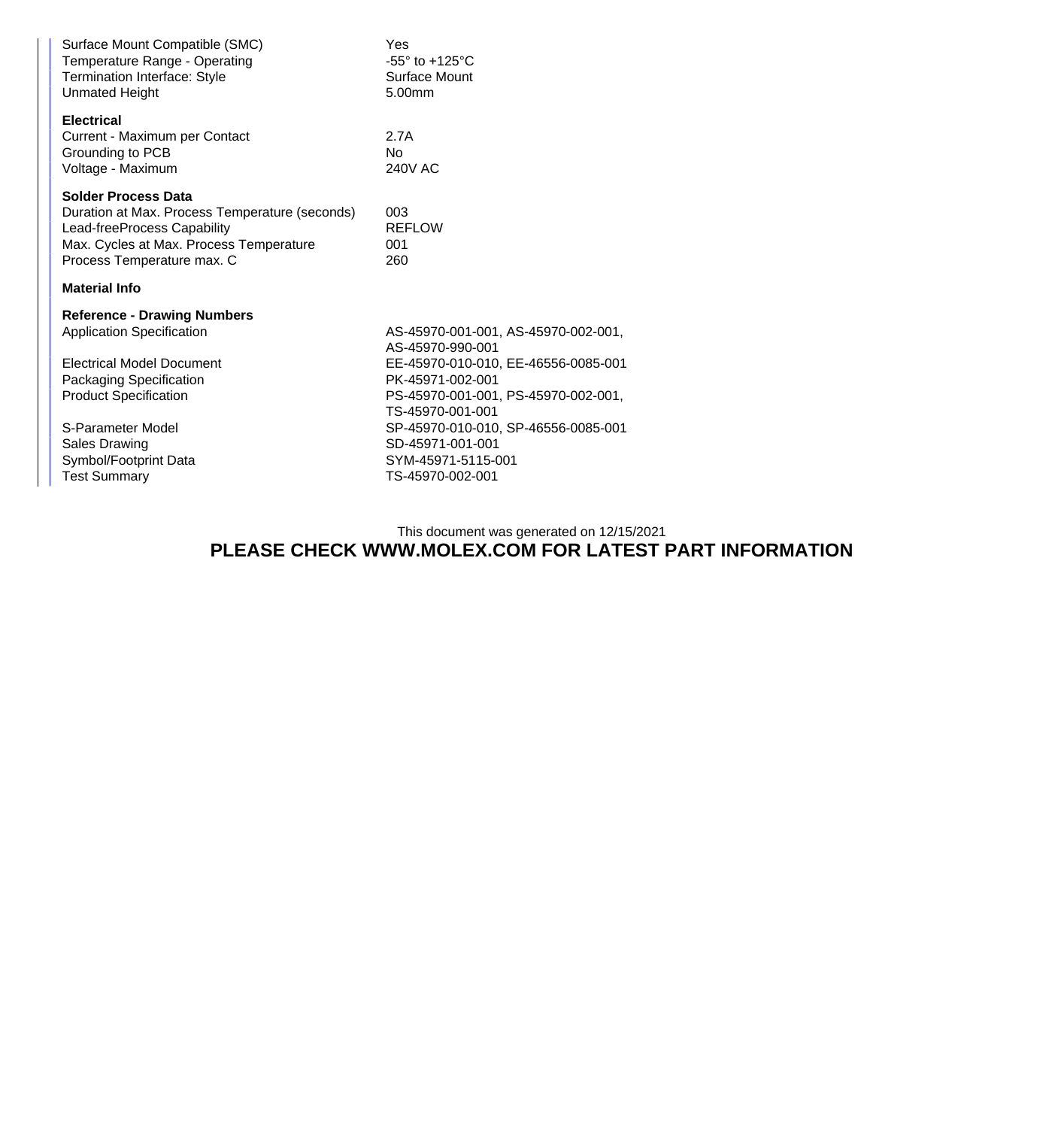| | |
|---|---|
| Surface Mount Compatible (SMC) | Yes |
| Temperature Range - Operating | -55° to +125°C |
| Termination Interface: Style | Surface Mount |
| Unmated Height | 5.00mm |

**Electrical**

| | |
|---|---|
| Current - Maximum per Contact | 2.7A |
| Grounding to PCB | No |
| Voltage - Maximum | 240V AC |

**Solder Process Data**

| | |
|---|---|
| Duration at Max. Process Temperature (seconds) | 003 |
| Lead-freeProcess Capability | REFLOW |
| Max. Cycles at Max. Process Temperature | 001 |
| Process Temperature max. C | 260 |

**Material Info**

**Reference - Drawing Numbers**

| | |
|---|---|
| Application Specification | AS-45970-001-001, AS-45970-002-001, AS-45970-990-001 |
| Electrical Model Document | EE-45970-010-010, EE-46556-0085-001 |
| Packaging Specification | PK-45971-002-001 |
| Product Specification | PS-45970-001-001, PS-45970-002-001, TS-45970-001-001 |
| S-Parameter Model | SP-45970-010-010, SP-46556-0085-001 |
| Sales Drawing | SD-45971-001-001 |
| Symbol/Footprint Data | SYM-45971-5115-001 |
| Test Summary | TS-45970-002-001 |

This document was generated on 12/15/2021

**PLEASE CHECK WWW.MOLEX.COM FOR LATEST PART INFORMATION**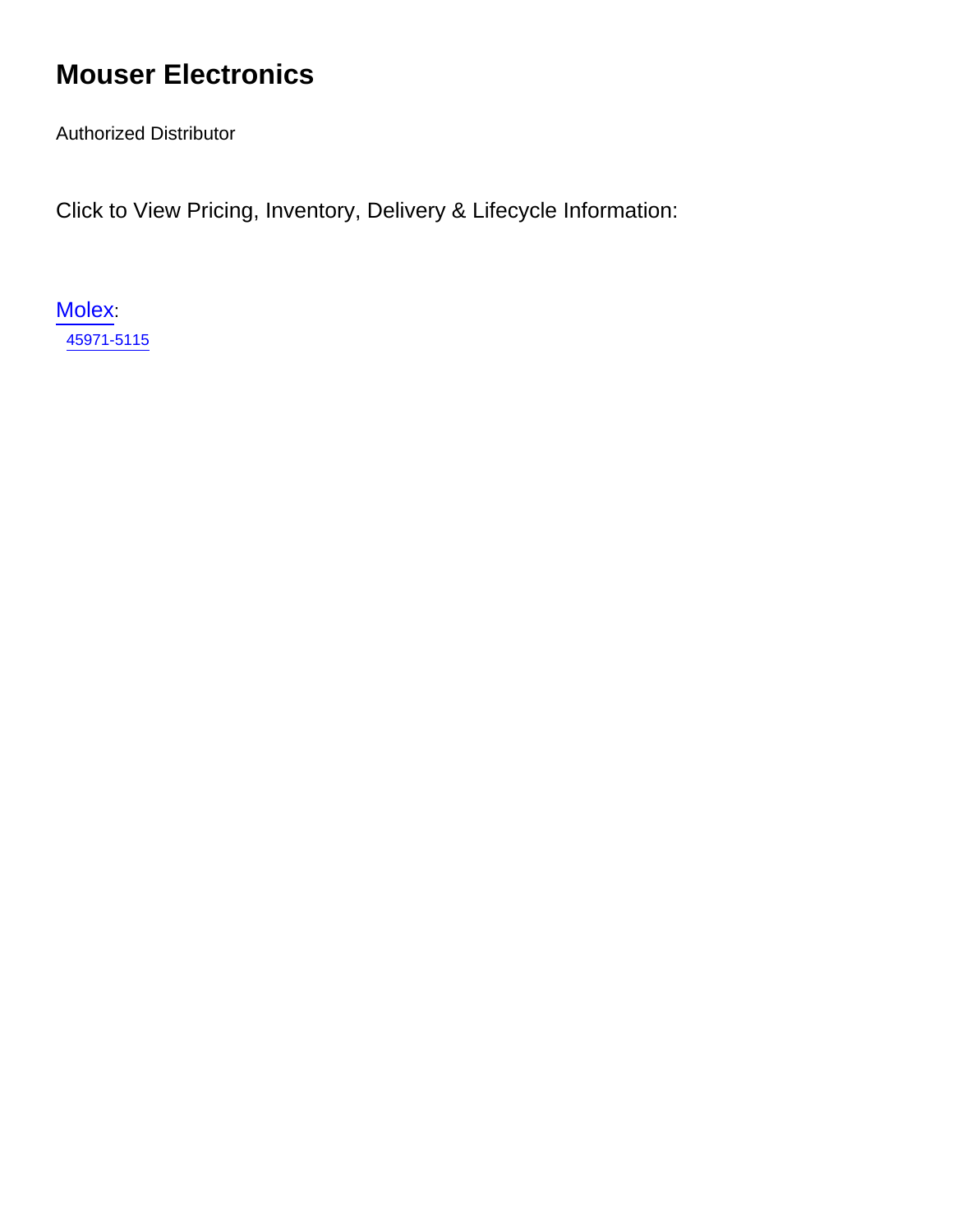# Mouser Electronics

Authorized Distributor

Click to View Pricing, Inventory, Delivery & Lifecycle Information:

Molex:

45971-5115